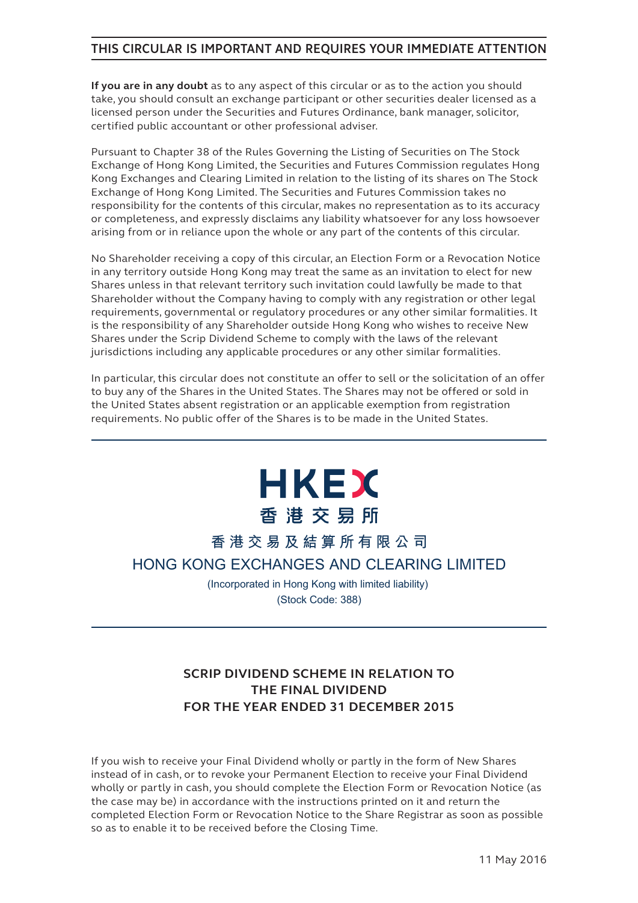# THIS CIRCULAR IS IMPORTANT AND REQUIRES YOUR IMMEDIATE ATTENTION

**If you are in any doubt** as to any aspect of this circular or as to the action you should take, you should consult an exchange participant or other securities dealer licensed as a licensed person under the Securities and Futures Ordinance, bank manager, solicitor, certified public accountant or other professional adviser.

Pursuant to Chapter 38 of the Rules Governing the Listing of Securities on The Stock Exchange of Hong Kong Limited, the Securities and Futures Commission regulates Hong Kong Exchanges and Clearing Limited in relation to the listing of its shares on The Stock Exchange of Hong Kong Limited. The Securities and Futures Commission takes no responsibility for the contents of this circular, makes no representation as to its accuracy or completeness, and expressly disclaims any liability whatsoever for any loss howsoever arising from or in reliance upon the whole or any part of the contents of this circular.

No Shareholder receiving a copy of this circular, an Election Form or a Revocation Notice in any territory outside Hong Kong may treat the same as an invitation to elect for new Shares unless in that relevant territory such invitation could lawfully be made to that Shareholder without the Company having to comply with any registration or other legal requirements, governmental or regulatory procedures or any other similar formalities. It is the responsibility of any Shareholder outside Hong Kong who wishes to receive New Shares under the Scrip Dividend Scheme to comply with the laws of the relevant jurisdictions including any applicable procedures or any other similar formalities.

In particular, this circular does not constitute an offer to sell or the solicitation of an offer to buy any of the Shares in the United States. The Shares may not be offered or sold in the United States absent registration or an applicable exemption from registration requirements. No public offer of the Shares is to be made in the United States.

HKEX
香港交易所

香港交易及結算所有限公司
HONG KONG EXCHANGES AND CLEARING LIMITED

(Incorporated in Hong Kong with limited liability)
(Stock Code: 388)

## SCRIP DIVIDEND SCHEME IN RELATION TO THE FINAL DIVIDEND FOR THE YEAR ENDED 31 DECEMBER 2015

If you wish to receive your Final Dividend wholly or partly in the form of New Shares instead of in cash, or to revoke your Permanent Election to receive your Final Dividend wholly or partly in cash, you should complete the Election Form or Revocation Notice (as the case may be) in accordance with the instructions printed on it and return the completed Election Form or Revocation Notice to the Share Registrar as soon as possible so as to enable it to be received before the Closing Time.

11 May 2016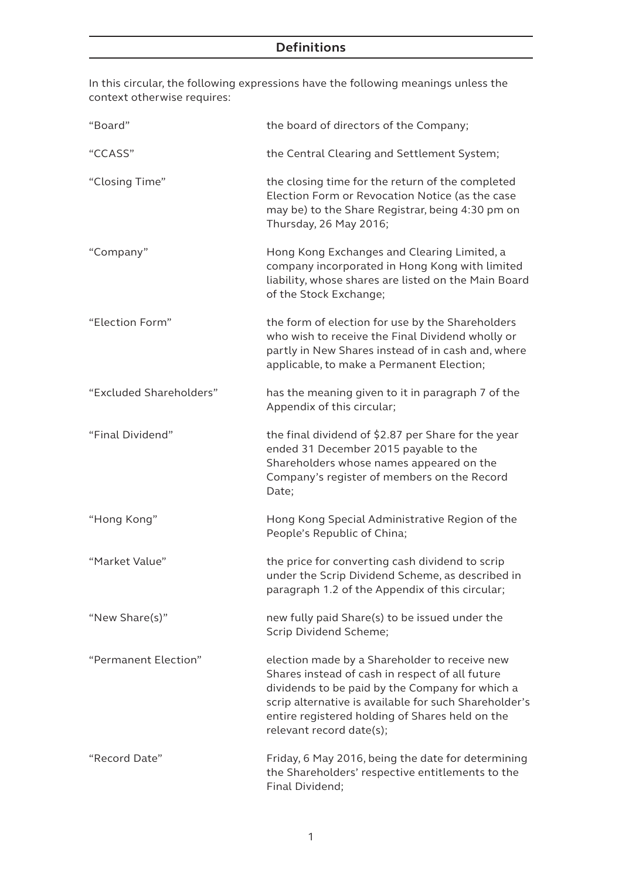## Definitions

In this circular, the following expressions have the following meanings unless the context otherwise requires:

| | |
|---|---|
| "Board" | the board of directors of the Company; |
| "CCASS" | the Central Clearing and Settlement System; |
| "Closing Time" | the closing time for the return of the completed Election Form or Revocation Notice (as the case may be) to the Share Registrar, being 4:30 pm on Thursday, 26 May 2016; |
| "Company" | Hong Kong Exchanges and Clearing Limited, a company incorporated in Hong Kong with limited liability, whose shares are listed on the Main Board of the Stock Exchange; |
| "Election Form" | the form of election for use by the Shareholders who wish to receive the Final Dividend wholly or partly in New Shares instead of in cash and, where applicable, to make a Permanent Election; |
| "Excluded Shareholders" | has the meaning given to it in paragraph 7 of the Appendix of this circular; |
| "Final Dividend" | the final dividend of $2.87 per Share for the year ended 31 December 2015 payable to the Shareholders whose names appeared on the Company's register of members on the Record Date; |
| "Hong Kong" | Hong Kong Special Administrative Region of the People's Republic of China; |
| "Market Value" | the price for converting cash dividend to scrip under the Scrip Dividend Scheme, as described in paragraph 1.2 of the Appendix of this circular; |
| "New Share(s)" | new fully paid Share(s) to be issued under the Scrip Dividend Scheme; |
| "Permanent Election" | election made by a Shareholder to receive new Shares instead of cash in respect of all future dividends to be paid by the Company for which a scrip alternative is available for such Shareholder's entire registered holding of Shares held on the relevant record date(s); |
| "Record Date" | Friday, 6 May 2016, being the date for determining the Shareholders' respective entitlements to the Final Dividend; |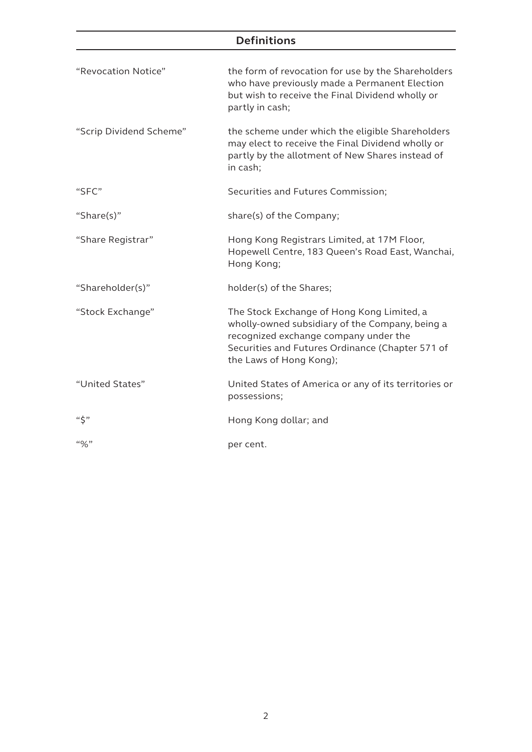## Definitions

| | |
|---|---|
| "Revocation Notice" | the form of revocation for use by the Shareholders who have previously made a Permanent Election but wish to receive the Final Dividend wholly or partly in cash; |
| "Scrip Dividend Scheme" | the scheme under which the eligible Shareholders may elect to receive the Final Dividend wholly or partly by the allotment of New Shares instead of in cash; |
| "SFC" | Securities and Futures Commission; |
| "Share(s)" | share(s) of the Company; |
| "Share Registrar" | Hong Kong Registrars Limited, at 17M Floor, Hopewell Centre, 183 Queen's Road East, Wanchai, Hong Kong; |
| "Shareholder(s)" | holder(s) of the Shares; |
| "Stock Exchange" | The Stock Exchange of Hong Kong Limited, a wholly-owned subsidiary of the Company, being a recognized exchange company under the Securities and Futures Ordinance (Chapter 571 of the Laws of Hong Kong); |
| "United States" | United States of America or any of its territories or possessions; |
| "$" | Hong Kong dollar; and |
| "%" | per cent. |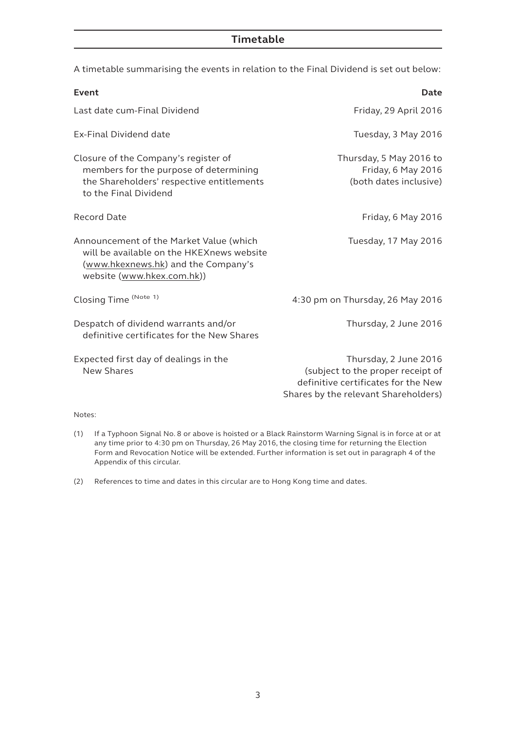## Timetable

A timetable summarising the events in relation to the Final Dividend is set out below:

| Event | Date |
|---|---|
| Last date cum-Final Dividend | Friday, 29 April 2016 |
| Ex-Final Dividend date | Tuesday, 3 May 2016 |
| Closure of the Company's register of members for the purpose of determining the Shareholders' respective entitlements to the Final Dividend | Thursday, 5 May 2016 to Friday, 6 May 2016 (both dates inclusive) |
| Record Date | Friday, 6 May 2016 |
| Announcement of the Market Value (which will be available on the HKEXnews website (www.hkexnews.hk) and the Company's website (www.hkex.com.hk)) | Tuesday, 17 May 2016 |
| Closing Time (Note 1) | 4:30 pm on Thursday, 26 May 2016 |
| Despatch of dividend warrants and/or definitive certificates for the New Shares | Thursday, 2 June 2016 |
| Expected first day of dealings in the New Shares | Thursday, 2 June 2016 (subject to the proper receipt of definitive certificates for the New Shares by the relevant Shareholders) |

Notes:

(1) If a Typhoon Signal No. 8 or above is hoisted or a Black Rainstorm Warning Signal is in force at or at any time prior to 4:30 pm on Thursday, 26 May 2016, the closing time for returning the Election Form and Revocation Notice will be extended. Further information is set out in paragraph 4 of the Appendix of this circular.

(2) References to time and dates in this circular are to Hong Kong time and dates.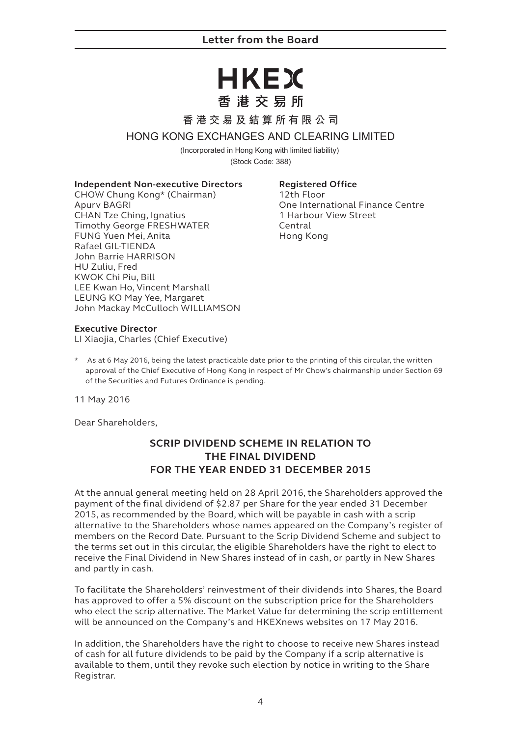# Letter from the Board

**HKEX**

**香港交易所**

**香港交易及結算所有限公司**

HONG KONG EXCHANGES AND CLEARING LIMITED

(Incorporated in Hong Kong with limited liability)

(Stock Code: 388)

**Independent Non-executive Directors**
CHOW Chung Kong* (Chairman)
Apurv BAGRI
CHAN Tze Ching, Ignatius
Timothy George FRESHWATER
FUNG Yuen Mei, Anita
Rafael GIL-TIENDA
John Barrie HARRISON
HU Zuliu, Fred
KWOK Chi Piu, Bill
LEE Kwan Ho, Vincent Marshall
LEUNG KO May Yee, Margaret
John Mackay McCulloch WILLIAMSON

**Registered Office**
12th Floor
One International Finance Centre
1 Harbour View Street
Central
Hong Kong

**Executive Director**
LI Xiaojia, Charles (Chief Executive)

\* As at 6 May 2016, being the latest practicable date prior to the printing of this circular, the written approval of the Chief Executive of Hong Kong in respect of Mr Chow's chairmanship under Section 69 of the Securities and Futures Ordinance is pending.

11 May 2016

Dear Shareholders,

## SCRIP DIVIDEND SCHEME IN RELATION TO THE FINAL DIVIDEND FOR THE YEAR ENDED 31 DECEMBER 2015

At the annual general meeting held on 28 April 2016, the Shareholders approved the payment of the final dividend of $2.87 per Share for the year ended 31 December 2015, as recommended by the Board, which will be payable in cash with a scrip alternative to the Shareholders whose names appeared on the Company's register of members on the Record Date. Pursuant to the Scrip Dividend Scheme and subject to the terms set out in this circular, the eligible Shareholders have the right to elect to receive the Final Dividend in New Shares instead of in cash, or partly in New Shares and partly in cash.

To facilitate the Shareholders' reinvestment of their dividends into Shares, the Board has approved to offer a 5% discount on the subscription price for the Shareholders who elect the scrip alternative. The Market Value for determining the scrip entitlement will be announced on the Company's and HKEXnews websites on 17 May 2016.

In addition, the Shareholders have the right to choose to receive new Shares instead of cash for all future dividends to be paid by the Company if a scrip alternative is available to them, until they revoke such election by notice in writing to the Share Registrar.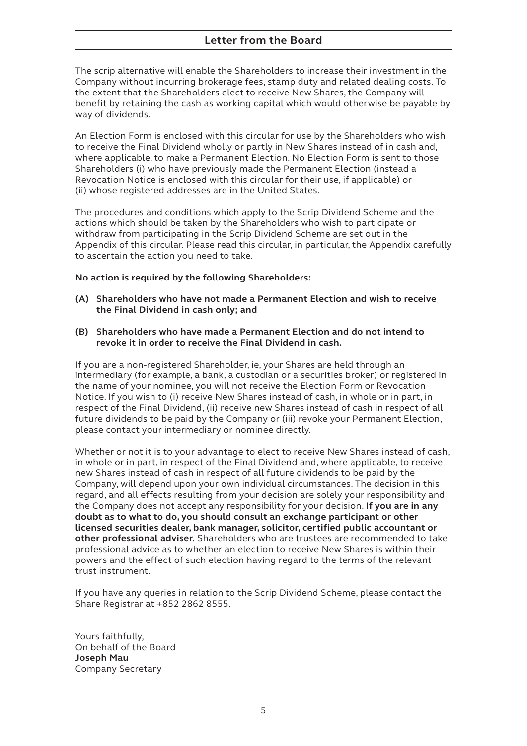## Letter from the Board

The scrip alternative will enable the Shareholders to increase their investment in the Company without incurring brokerage fees, stamp duty and related dealing costs. To the extent that the Shareholders elect to receive New Shares, the Company will benefit by retaining the cash as working capital which would otherwise be payable by way of dividends.

An Election Form is enclosed with this circular for use by the Shareholders who wish to receive the Final Dividend wholly or partly in New Shares instead of in cash and, where applicable, to make a Permanent Election. No Election Form is sent to those Shareholders (i) who have previously made the Permanent Election (instead a Revocation Notice is enclosed with this circular for their use, if applicable) or (ii) whose registered addresses are in the United States.

The procedures and conditions which apply to the Scrip Dividend Scheme and the actions which should be taken by the Shareholders who wish to participate or withdraw from participating in the Scrip Dividend Scheme are set out in the Appendix of this circular. Please read this circular, in particular, the Appendix carefully to ascertain the action you need to take.

**No action is required by the following Shareholders:**

**(A) Shareholders who have not made a Permanent Election and wish to receive the Final Dividend in cash only; and**

**(B) Shareholders who have made a Permanent Election and do not intend to revoke it in order to receive the Final Dividend in cash.**

If you are a non-registered Shareholder, ie, your Shares are held through an intermediary (for example, a bank, a custodian or a securities broker) or registered in the name of your nominee, you will not receive the Election Form or Revocation Notice. If you wish to (i) receive New Shares instead of cash, in whole or in part, in respect of the Final Dividend, (ii) receive new Shares instead of cash in respect of all future dividends to be paid by the Company or (iii) revoke your Permanent Election, please contact your intermediary or nominee directly.

Whether or not it is to your advantage to elect to receive New Shares instead of cash, in whole or in part, in respect of the Final Dividend and, where applicable, to receive new Shares instead of cash in respect of all future dividends to be paid by the Company, will depend upon your own individual circumstances. The decision in this regard, and all effects resulting from your decision are solely your responsibility and the Company does not accept any responsibility for your decision. **If you are in any doubt as to what to do, you should consult an exchange participant or other licensed securities dealer, bank manager, solicitor, certified public accountant or other professional adviser.** Shareholders who are trustees are recommended to take professional advice as to whether an election to receive New Shares is within their powers and the effect of such election having regard to the terms of the relevant trust instrument.

If you have any queries in relation to the Scrip Dividend Scheme, please contact the Share Registrar at +852 2862 8555.

Yours faithfully,
On behalf of the Board
**Joseph Mau**
Company Secretary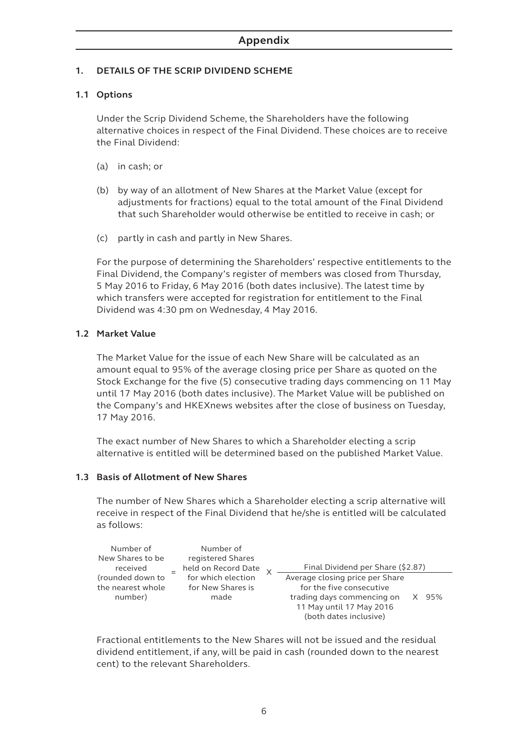# Appendix

## 1. DETAILS OF THE SCRIP DIVIDEND SCHEME

### 1.1 Options

Under the Scrip Dividend Scheme, the Shareholders have the following alternative choices in respect of the Final Dividend. These choices are to receive the Final Dividend:

(a) in cash; or

(b) by way of an allotment of New Shares at the Market Value (except for adjustments for fractions) equal to the total amount of the Final Dividend that such Shareholder would otherwise be entitled to receive in cash; or

(c) partly in cash and partly in New Shares.

For the purpose of determining the Shareholders' respective entitlements to the Final Dividend, the Company's register of members was closed from Thursday, 5 May 2016 to Friday, 6 May 2016 (both dates inclusive). The latest time by which transfers were accepted for registration for entitlement to the Final Dividend was 4:30 pm on Wednesday, 4 May 2016.

### 1.2 Market Value

The Market Value for the issue of each New Share will be calculated as an amount equal to 95% of the average closing price per Share as quoted on the Stock Exchange for the five (5) consecutive trading days commencing on 11 May until 17 May 2016 (both dates inclusive). The Market Value will be published on the Company's and HKEXnews websites after the close of business on Tuesday, 17 May 2016.

The exact number of New Shares to which a Shareholder electing a scrip alternative is entitled will be determined based on the published Market Value.

### 1.3 Basis of Allotment of New Shares

The number of New Shares which a Shareholder electing a scrip alternative will receive in respect of the Final Dividend that he/she is entitled will be calculated as follows:

$$\text{Number of New Shares to be received (rounded down to the nearest whole number)} = \text{Number of registered Shares held on Record Date for which election for New Shares is made} \times \frac{\text{Final Dividend per Share (\$2.87)}}{\text{Average closing price per Share for the five consecutive trading days commencing on 11 May until 17 May 2016 (both dates inclusive)} \times 95\%}$$

Fractional entitlements to the New Shares will not be issued and the residual dividend entitlement, if any, will be paid in cash (rounded down to the nearest cent) to the relevant Shareholders.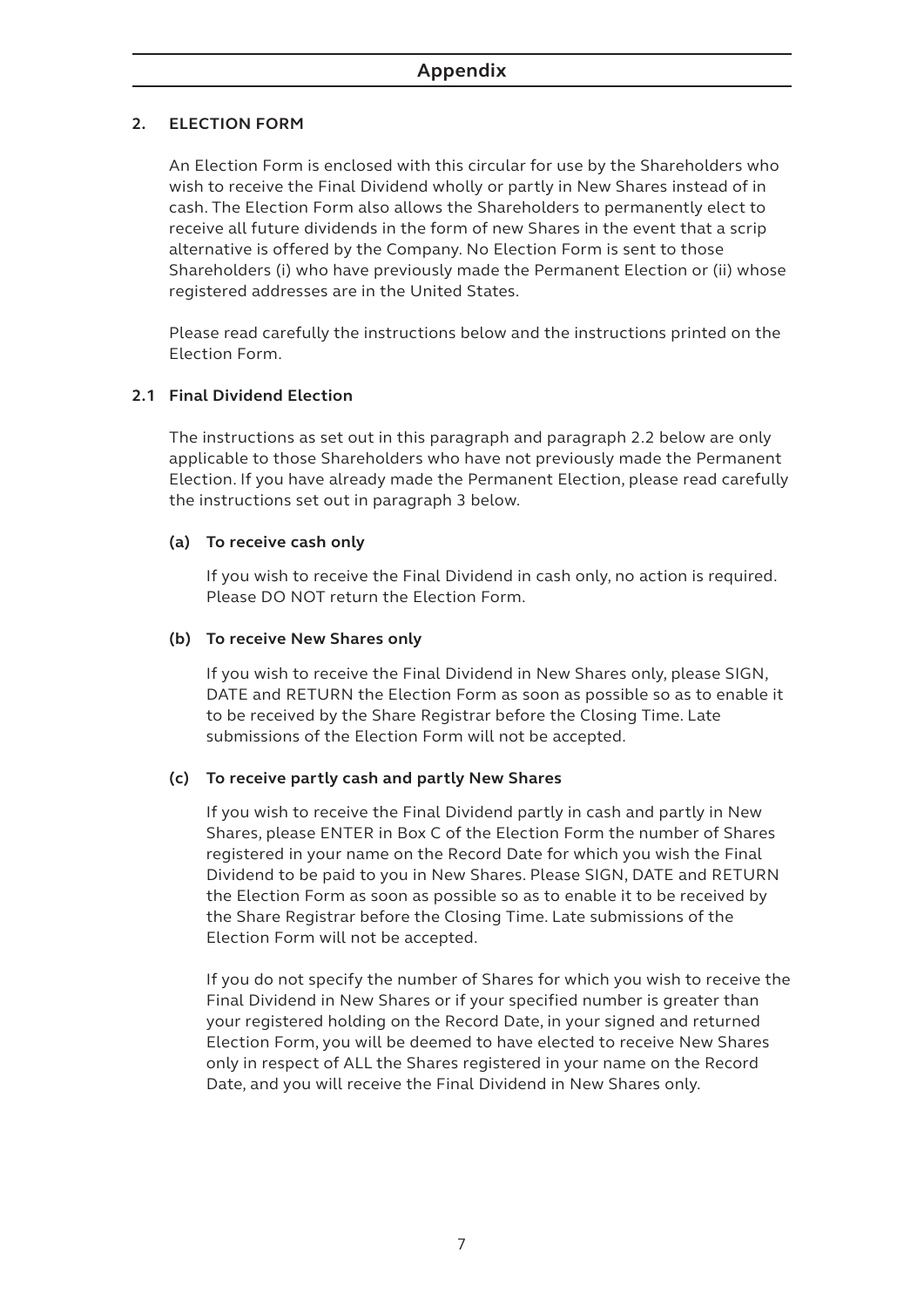## 2. ELECTION FORM

An Election Form is enclosed with this circular for use by the Shareholders who wish to receive the Final Dividend wholly or partly in New Shares instead of in cash. The Election Form also allows the Shareholders to permanently elect to receive all future dividends in the form of new Shares in the event that a scrip alternative is offered by the Company. No Election Form is sent to those Shareholders (i) who have previously made the Permanent Election or (ii) whose registered addresses are in the United States.

Please read carefully the instructions below and the instructions printed on the Election Form.

### 2.1 Final Dividend Election

The instructions as set out in this paragraph and paragraph 2.2 below are only applicable to those Shareholders who have not previously made the Permanent Election. If you have already made the Permanent Election, please read carefully the instructions set out in paragraph 3 below.

#### (a) To receive cash only

If you wish to receive the Final Dividend in cash only, no action is required. Please DO NOT return the Election Form.

#### (b) To receive New Shares only

If you wish to receive the Final Dividend in New Shares only, please SIGN, DATE and RETURN the Election Form as soon as possible so as to enable it to be received by the Share Registrar before the Closing Time. Late submissions of the Election Form will not be accepted.

#### (c) To receive partly cash and partly New Shares

If you wish to receive the Final Dividend partly in cash and partly in New Shares, please ENTER in Box C of the Election Form the number of Shares registered in your name on the Record Date for which you wish the Final Dividend to be paid to you in New Shares. Please SIGN, DATE and RETURN the Election Form as soon as possible so as to enable it to be received by the Share Registrar before the Closing Time. Late submissions of the Election Form will not be accepted.

If you do not specify the number of Shares for which you wish to receive the Final Dividend in New Shares or if your specified number is greater than your registered holding on the Record Date, in your signed and returned Election Form, you will be deemed to have elected to receive New Shares only in respect of ALL the Shares registered in your name on the Record Date, and you will receive the Final Dividend in New Shares only.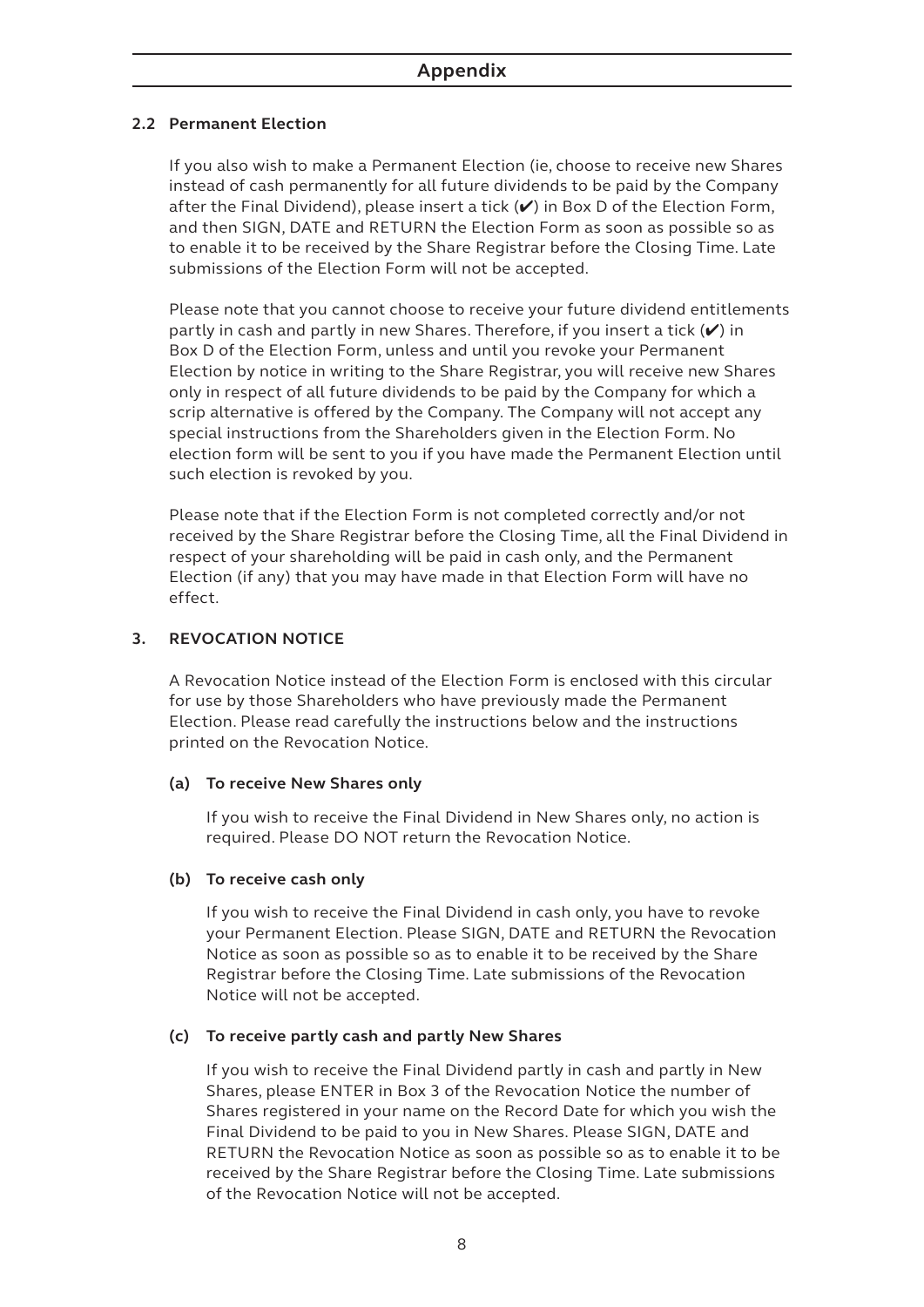## Appendix

### 2.2 Permanent Election

If you also wish to make a Permanent Election (ie, choose to receive new Shares instead of cash permanently for all future dividends to be paid by the Company after the Final Dividend), please insert a tick (✔) in Box D of the Election Form, and then SIGN, DATE and RETURN the Election Form as soon as possible so as to enable it to be received by the Share Registrar before the Closing Time. Late submissions of the Election Form will not be accepted.

Please note that you cannot choose to receive your future dividend entitlements partly in cash and partly in new Shares. Therefore, if you insert a tick (✔) in Box D of the Election Form, unless and until you revoke your Permanent Election by notice in writing to the Share Registrar, you will receive new Shares only in respect of all future dividends to be paid by the Company for which a scrip alternative is offered by the Company. The Company will not accept any special instructions from the Shareholders given in the Election Form. No election form will be sent to you if you have made the Permanent Election until such election is revoked by you.

Please note that if the Election Form is not completed correctly and/or not received by the Share Registrar before the Closing Time, all the Final Dividend in respect of your shareholding will be paid in cash only, and the Permanent Election (if any) that you may have made in that Election Form will have no effect.

### 3. REVOCATION NOTICE

A Revocation Notice instead of the Election Form is enclosed with this circular for use by those Shareholders who have previously made the Permanent Election. Please read carefully the instructions below and the instructions printed on the Revocation Notice.

**(a) To receive New Shares only**

If you wish to receive the Final Dividend in New Shares only, no action is required. Please DO NOT return the Revocation Notice.

**(b) To receive cash only**

If you wish to receive the Final Dividend in cash only, you have to revoke your Permanent Election. Please SIGN, DATE and RETURN the Revocation Notice as soon as possible so as to enable it to be received by the Share Registrar before the Closing Time. Late submissions of the Revocation Notice will not be accepted.

**(c) To receive partly cash and partly New Shares**

If you wish to receive the Final Dividend partly in cash and partly in New Shares, please ENTER in Box 3 of the Revocation Notice the number of Shares registered in your name on the Record Date for which you wish the Final Dividend to be paid to you in New Shares. Please SIGN, DATE and RETURN the Revocation Notice as soon as possible so as to enable it to be received by the Share Registrar before the Closing Time. Late submissions of the Revocation Notice will not be accepted.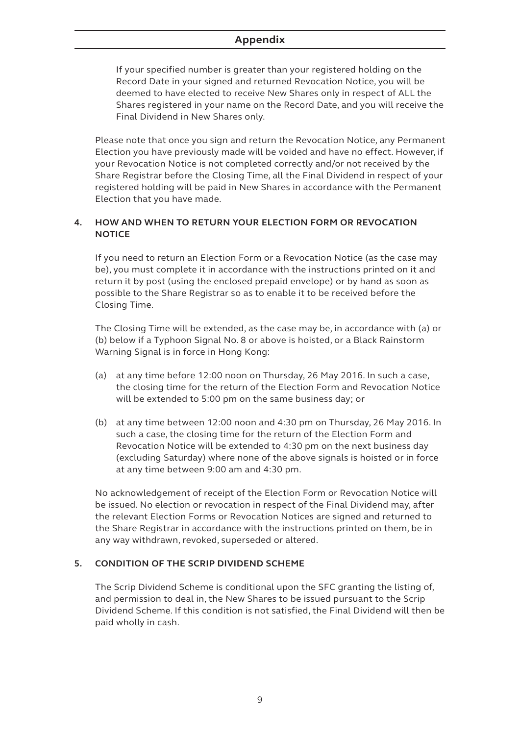If your specified number is greater than your registered holding on the Record Date in your signed and returned Revocation Notice, you will be deemed to have elected to receive New Shares only in respect of ALL the Shares registered in your name on the Record Date, and you will receive the Final Dividend in New Shares only.

Please note that once you sign and return the Revocation Notice, any Permanent Election you have previously made will be voided and have no effect. However, if your Revocation Notice is not completed correctly and/or not received by the Share Registrar before the Closing Time, all the Final Dividend in respect of your registered holding will be paid in New Shares in accordance with the Permanent Election that you have made.

## 4. HOW AND WHEN TO RETURN YOUR ELECTION FORM OR REVOCATION NOTICE

If you need to return an Election Form or a Revocation Notice (as the case may be), you must complete it in accordance with the instructions printed on it and return it by post (using the enclosed prepaid envelope) or by hand as soon as possible to the Share Registrar so as to enable it to be received before the Closing Time.

The Closing Time will be extended, as the case may be, in accordance with (a) or (b) below if a Typhoon Signal No. 8 or above is hoisted, or a Black Rainstorm Warning Signal is in force in Hong Kong:

(a) at any time before 12:00 noon on Thursday, 26 May 2016. In such a case, the closing time for the return of the Election Form and Revocation Notice will be extended to 5:00 pm on the same business day; or

(b) at any time between 12:00 noon and 4:30 pm on Thursday, 26 May 2016. In such a case, the closing time for the return of the Election Form and Revocation Notice will be extended to 4:30 pm on the next business day (excluding Saturday) where none of the above signals is hoisted or in force at any time between 9:00 am and 4:30 pm.

No acknowledgement of receipt of the Election Form or Revocation Notice will be issued. No election or revocation in respect of the Final Dividend may, after the relevant Election Forms or Revocation Notices are signed and returned to the Share Registrar in accordance with the instructions printed on them, be in any way withdrawn, revoked, superseded or altered.

## 5. CONDITION OF THE SCRIP DIVIDEND SCHEME

The Scrip Dividend Scheme is conditional upon the SFC granting the listing of, and permission to deal in, the New Shares to be issued pursuant to the Scrip Dividend Scheme. If this condition is not satisfied, the Final Dividend will then be paid wholly in cash.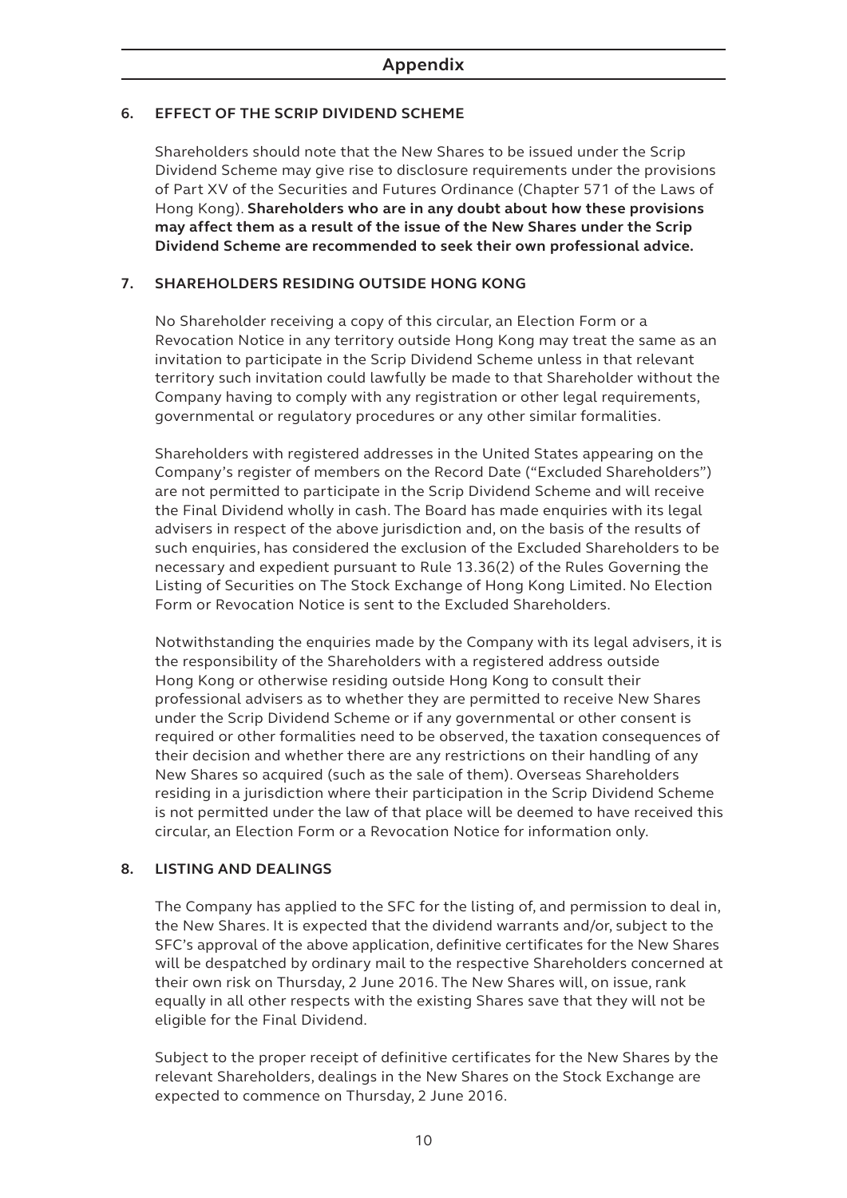## Appendix

### 6. EFFECT OF THE SCRIP DIVIDEND SCHEME

Shareholders should note that the New Shares to be issued under the Scrip Dividend Scheme may give rise to disclosure requirements under the provisions of Part XV of the Securities and Futures Ordinance (Chapter 571 of the Laws of Hong Kong). **Shareholders who are in any doubt about how these provisions may affect them as a result of the issue of the New Shares under the Scrip Dividend Scheme are recommended to seek their own professional advice.**

### 7. SHAREHOLDERS RESIDING OUTSIDE HONG KONG

No Shareholder receiving a copy of this circular, an Election Form or a Revocation Notice in any territory outside Hong Kong may treat the same as an invitation to participate in the Scrip Dividend Scheme unless in that relevant territory such invitation could lawfully be made to that Shareholder without the Company having to comply with any registration or other legal requirements, governmental or regulatory procedures or any other similar formalities.

Shareholders with registered addresses in the United States appearing on the Company's register of members on the Record Date ("Excluded Shareholders") are not permitted to participate in the Scrip Dividend Scheme and will receive the Final Dividend wholly in cash. The Board has made enquiries with its legal advisers in respect of the above jurisdiction and, on the basis of the results of such enquiries, has considered the exclusion of the Excluded Shareholders to be necessary and expedient pursuant to Rule 13.36(2) of the Rules Governing the Listing of Securities on The Stock Exchange of Hong Kong Limited. No Election Form or Revocation Notice is sent to the Excluded Shareholders.

Notwithstanding the enquiries made by the Company with its legal advisers, it is the responsibility of the Shareholders with a registered address outside Hong Kong or otherwise residing outside Hong Kong to consult their professional advisers as to whether they are permitted to receive New Shares under the Scrip Dividend Scheme or if any governmental or other consent is required or other formalities need to be observed, the taxation consequences of their decision and whether there are any restrictions on their handling of any New Shares so acquired (such as the sale of them). Overseas Shareholders residing in a jurisdiction where their participation in the Scrip Dividend Scheme is not permitted under the law of that place will be deemed to have received this circular, an Election Form or a Revocation Notice for information only.

### 8. LISTING AND DEALINGS

The Company has applied to the SFC for the listing of, and permission to deal in, the New Shares. It is expected that the dividend warrants and/or, subject to the SFC's approval of the above application, definitive certificates for the New Shares will be despatched by ordinary mail to the respective Shareholders concerned at their own risk on Thursday, 2 June 2016. The New Shares will, on issue, rank equally in all other respects with the existing Shares save that they will not be eligible for the Final Dividend.

Subject to the proper receipt of definitive certificates for the New Shares by the relevant Shareholders, dealings in the New Shares on the Stock Exchange are expected to commence on Thursday, 2 June 2016.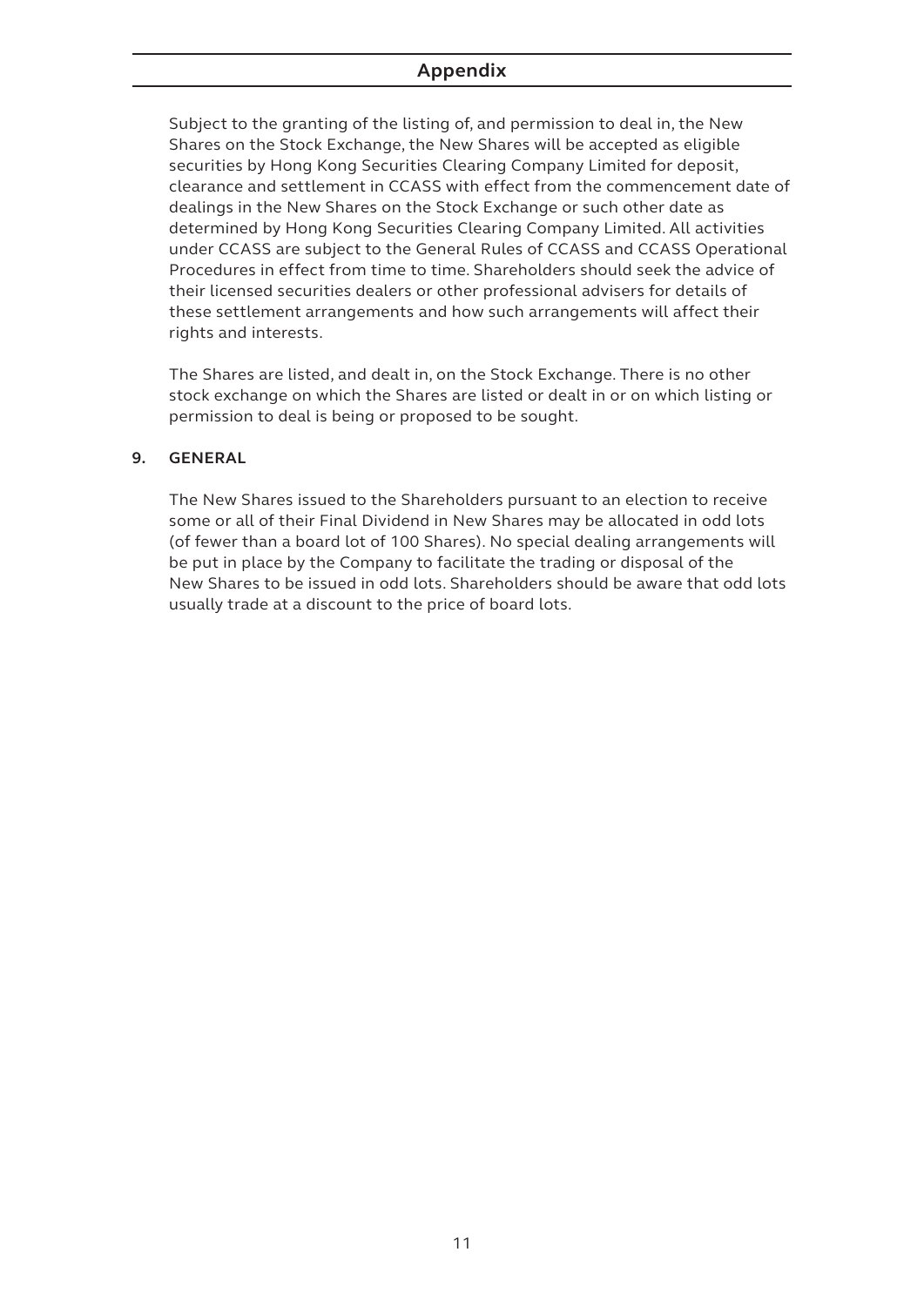Subject to the granting of the listing of, and permission to deal in, the New Shares on the Stock Exchange, the New Shares will be accepted as eligible securities by Hong Kong Securities Clearing Company Limited for deposit, clearance and settlement in CCASS with effect from the commencement date of dealings in the New Shares on the Stock Exchange or such other date as determined by Hong Kong Securities Clearing Company Limited. All activities under CCASS are subject to the General Rules of CCASS and CCASS Operational Procedures in effect from time to time. Shareholders should seek the advice of their licensed securities dealers or other professional advisers for details of these settlement arrangements and how such arrangements will affect their rights and interests.

The Shares are listed, and dealt in, on the Stock Exchange. There is no other stock exchange on which the Shares are listed or dealt in or on which listing or permission to deal is being or proposed to be sought.

## 9. GENERAL

The New Shares issued to the Shareholders pursuant to an election to receive some or all of their Final Dividend in New Shares may be allocated in odd lots (of fewer than a board lot of 100 Shares). No special dealing arrangements will be put in place by the Company to facilitate the trading or disposal of the New Shares to be issued in odd lots. Shareholders should be aware that odd lots usually trade at a discount to the price of board lots.